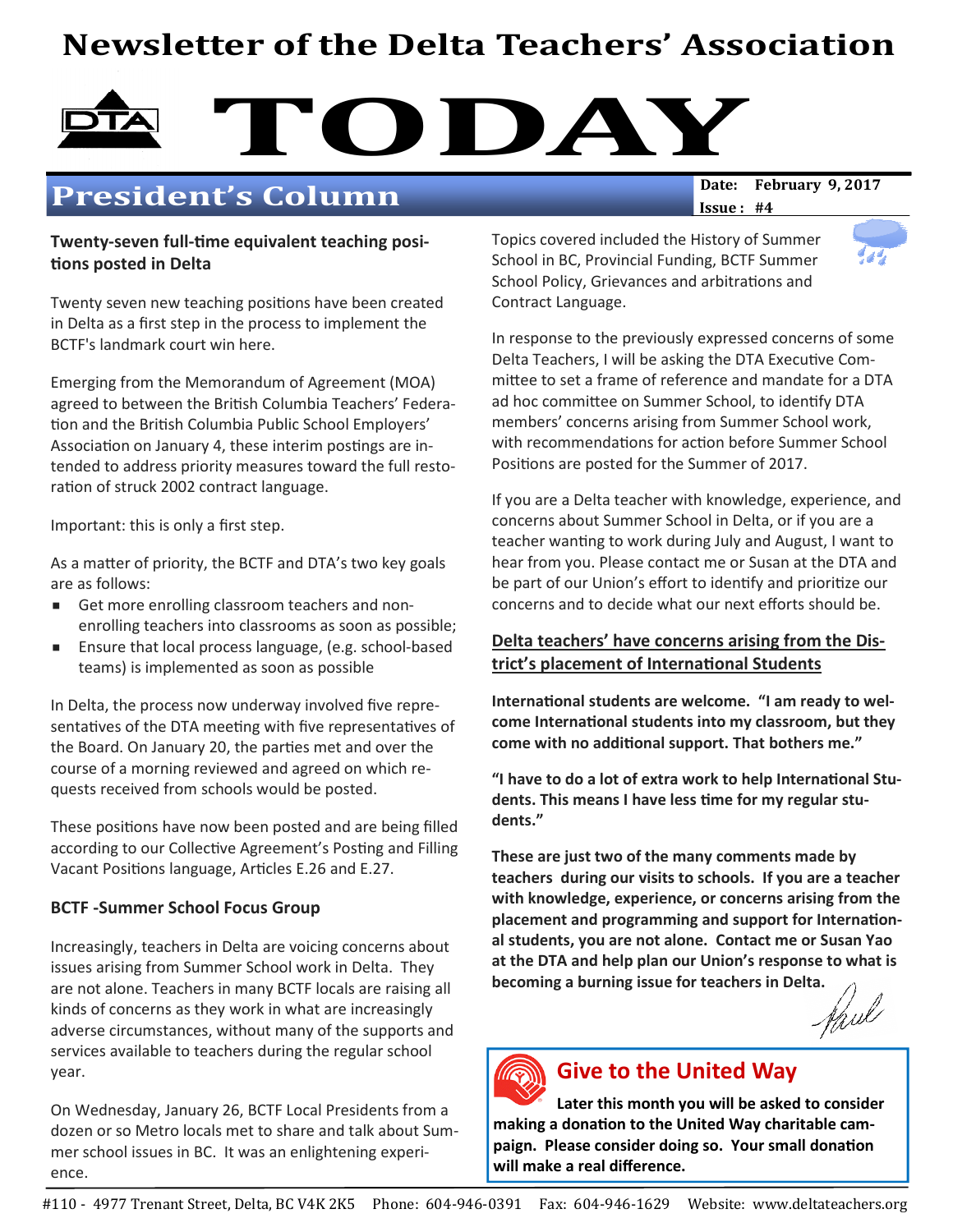# Newsletter of the Delta Teachers' Association

# TODAY

## President's Column

**Date: February 9, 2017**
**Issue: #4**

### Twenty-seven full-time equivalent teaching positions posted in Delta

Twenty seven new teaching positions have been created in Delta as a first step in the process to implement the BCTF's landmark court win here.

Emerging from the Memorandum of Agreement (MOA) agreed to between the British Columbia Teachers' Federation and the British Columbia Public School Employers' Association on January 4, these interim postings are intended to address priority measures toward the full restoration of struck 2002 contract language.

Important: this is only a first step.

As a matter of priority, the BCTF and DTA's two key goals are as follows:

- Get more enrolling classroom teachers and non-enrolling teachers into classrooms as soon as possible;
- Ensure that local process language, (e.g. school-based teams) is implemented as soon as possible

In Delta, the process now underway involved five representatives of the DTA meeting with five representatives of the Board. On January 20, the parties met and over the course of a morning reviewed and agreed on which requests received from schools would be posted.

These positions have now been posted and are being filled according to our Collective Agreement's Posting and Filling Vacant Positions language, Articles E.26 and E.27.

### BCTF -Summer School Focus Group

Increasingly, teachers in Delta are voicing concerns about issues arising from Summer School work in Delta. They are not alone. Teachers in many BCTF locals are raising all kinds of concerns as they work in what are increasingly adverse circumstances, without many of the supports and services available to teachers during the regular school year.

On Wednesday, January 26, BCTF Local Presidents from a dozen or so Metro locals met to share and talk about Summer school issues in BC. It was an enlightening experience.

Topics covered included the History of Summer School in BC, Provincial Funding, BCTF Summer School Policy, Grievances and arbitrations and Contract Language.

In response to the previously expressed concerns of some Delta Teachers, I will be asking the DTA Executive Committee to set a frame of reference and mandate for a DTA ad hoc committee on Summer School, to identify DTA members' concerns arising from Summer School work, with recommendations for action before Summer School Positions are posted for the Summer of 2017.

If you are a Delta teacher with knowledge, experience, and concerns about Summer School in Delta, or if you are a teacher wanting to work during July and August, I want to hear from you. Please contact me or Susan at the DTA and be part of our Union's effort to identify and prioritize our concerns and to decide what our next efforts should be.

### Delta teachers' have concerns arising from the District's placement of International Students

**International students are welcome. "I am ready to welcome International students into my classroom, but they come with no additional support. That bothers me."**

**"I have to do a lot of extra work to help International Students. This means I have less time for my regular students."**

**These are just two of the many comments made by teachers during our visits to schools. If you are a teacher with knowledge, experience, or concerns arising from the placement and programming and support for International students, you are not alone. Contact me or Susan Yao at the DTA and help plan our Union's response to what is becoming a burning issue for teachers in Delta.**

Paul

### Give to the United Way

**Later this month you will be asked to consider making a donation to the United Way charitable campaign. Please consider doing so. Your small donation will make a real difference.**

#110 - 4977 Trenant Street, Delta, BC V4K 2K5 Phone: 604-946-0391 Fax: 604-946-1629 Website: www.deltateachers.org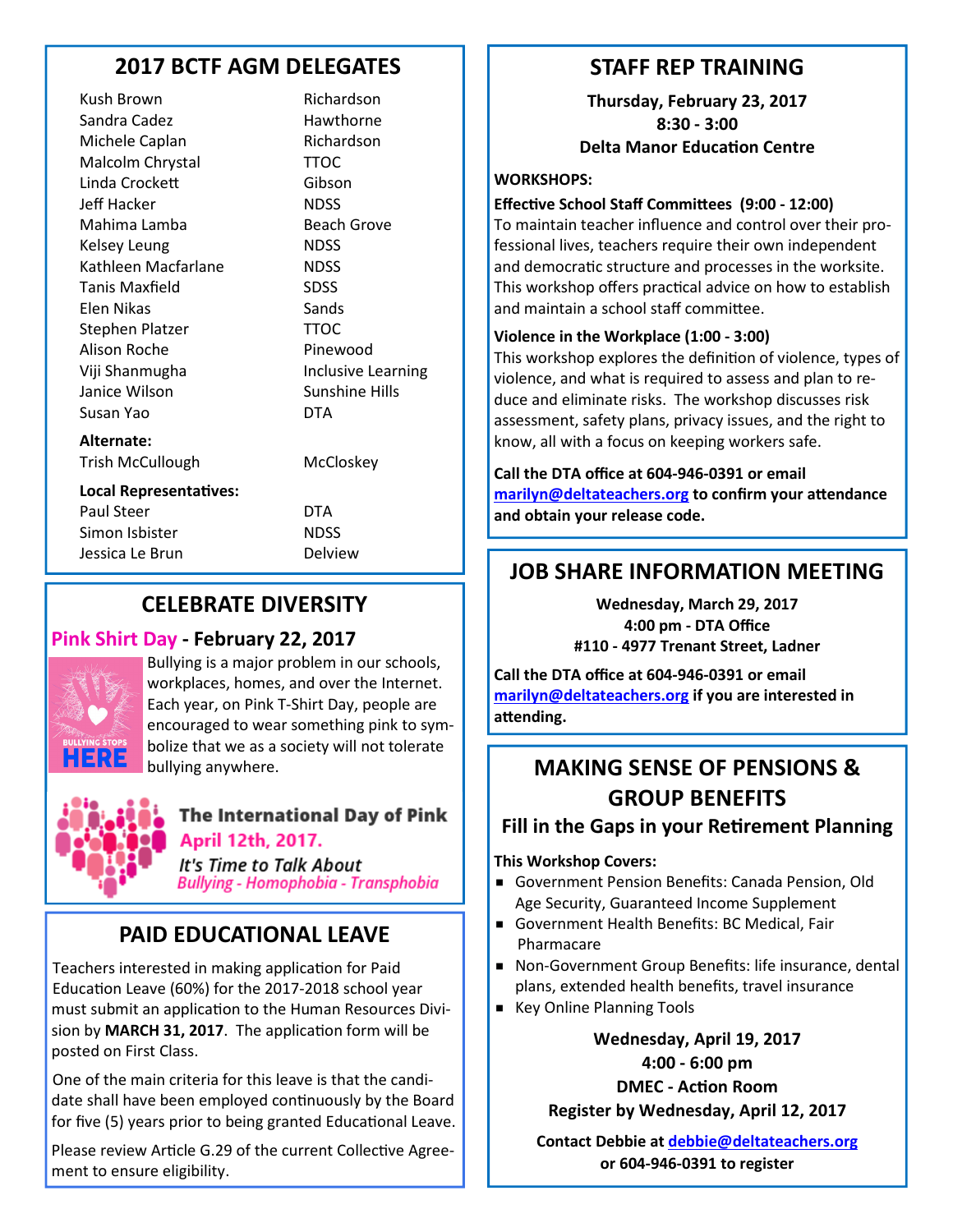## 2017 BCTF AGM DELEGATES

| | |
|---|---|
| Kush Brown | Richardson |
| Sandra Cadez | Hawthorne |
| Michele Caplan | Richardson |
| Malcolm Chrystal | TTOC |
| Linda Crockett | Gibson |
| Jeff Hacker | NDSS |
| Mahima Lamba | Beach Grove |
| Kelsey Leung | NDSS |
| Kathleen Macfarlane | NDSS |
| Tanis Maxfield | SDSS |
| Elen Nikas | Sands |
| Stephen Platzer | TTOC |
| Alison Roche | Pinewood |
| Viji Shanmugha | Inclusive Learning |
| Janice Wilson | Sunshine Hills |
| Susan Yao | DTA |
| **Alternate:** | |
| Trish McCullough | McCloskey |
| **Local Representatives:** | |
| Paul Steer | DTA |
| Simon Isbister | NDSS |
| Jessica Le Brun | Delview |

## CELEBRATE DIVERSITY

**Pink Shirt Day - February 22, 2017**

BULLYING STOPS HERE

Bullying is a major problem in our schools, workplaces, homes, and over the Internet. Each year, on Pink T-Shirt Day, people are encouraged to wear something pink to symbolize that we as a society will not tolerate bullying anywhere.

**The International Day of Pink**
**April 12th, 2017.**
*It's Time to Talk About*
*Bullying - Homophobia - Transphobia*

## PAID EDUCATIONAL LEAVE

Teachers interested in making application for Paid Education Leave (60%) for the 2017-2018 school year must submit an application to the Human Resources Division by **MARCH 31, 2017**. The application form will be posted on First Class.

One of the main criteria for this leave is that the candidate shall have been employed continuously by the Board for five (5) years prior to being granted Educational Leave.

Please review Article G.29 of the current Collective Agreement to ensure eligibility.

## STAFF REP TRAINING

**Thursday, February 23, 2017**
**8:30 - 3:00**
**Delta Manor Education Centre**

**WORKSHOPS:**

**Effective School Staff Committees (9:00 - 12:00)**
To maintain teacher influence and control over their professional lives, teachers require their own independent and democratic structure and processes in the worksite. This workshop offers practical advice on how to establish and maintain a school staff committee.

**Violence in the Workplace (1:00 - 3:00)**
This workshop explores the definition of violence, types of violence, and what is required to assess and plan to reduce and eliminate risks. The workshop discusses risk assessment, safety plans, privacy issues, and the right to know, all with a focus on keeping workers safe.

**Call the DTA office at 604-946-0391 or email marilyn@deltateachers.org to confirm your attendance and obtain your release code.**

## JOB SHARE INFORMATION MEETING

**Wednesday, March 29, 2017**
**4:00 pm - DTA Office**
**#110 - 4977 Trenant Street, Ladner**

**Call the DTA office at 604-946-0391 or email marilyn@deltateachers.org if you are interested in attending.**

## MAKING SENSE OF PENSIONS & GROUP BENEFITS

### Fill in the Gaps in your Retirement Planning

**This Workshop Covers:**

- Government Pension Benefits: Canada Pension, Old Age Security, Guaranteed Income Supplement
- Government Health Benefits: BC Medical, Fair Pharmacare
- Non-Government Group Benefits: life insurance, dental plans, extended health benefits, travel insurance
- Key Online Planning Tools

**Wednesday, April 19, 2017**
**4:00 - 6:00 pm**
**DMEC - Action Room**
**Register by Wednesday, April 12, 2017**

**Contact Debbie at debbie@deltateachers.org or 604-946-0391 to register**